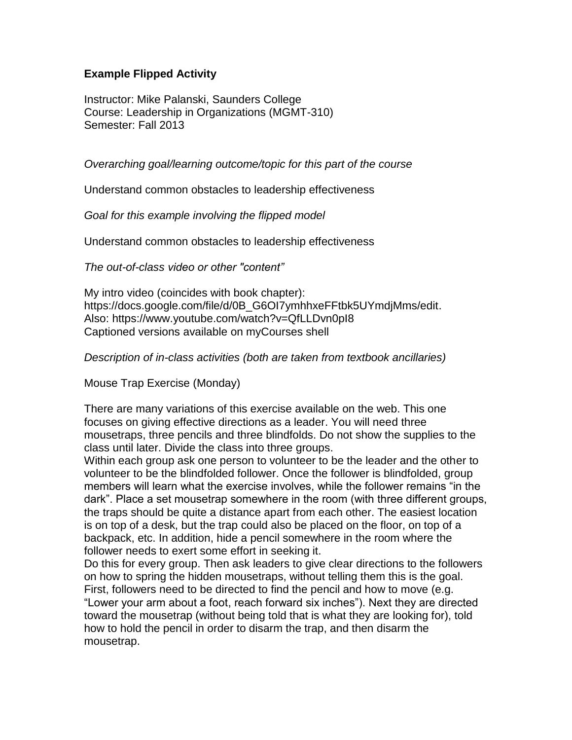**Example Flipped Activity**

Instructor: Mike Palanski, Saunders College
Course: Leadership in Organizations (MGMT-310)
Semester: Fall 2013

*Overarching goal/learning outcome/topic for this part of the course*

Understand common obstacles to leadership effectiveness

*Goal for this example involving the flipped model*

Understand common obstacles to leadership effectiveness

*The out-of-class video or other "content"*

My intro video (coincides with book chapter):
https://docs.google.com/file/d/0B_G6OI7ymhhxeFFtbk5UYmdjMms/edit.
Also: https://www.youtube.com/watch?v=QfLLDvn0pI8
Captioned versions available on myCourses shell

*Description of in-class activities (both are taken from textbook ancillaries)*

Mouse Trap Exercise (Monday)

There are many variations of this exercise available on the web. This one focuses on giving effective directions as a leader. You will need three mousetraps, three pencils and three blindfolds. Do not show the supplies to the class until later. Divide the class into three groups.
Within each group ask one person to volunteer to be the leader and the other to volunteer to be the blindfolded follower. Once the follower is blindfolded, group members will learn what the exercise involves, while the follower remains "in the dark". Place a set mousetrap somewhere in the room (with three different groups, the traps should be quite a distance apart from each other. The easiest location is on top of a desk, but the trap could also be placed on the floor, on top of a backpack, etc. In addition, hide a pencil somewhere in the room where the follower needs to exert some effort in seeking it.
Do this for every group. Then ask leaders to give clear directions to the followers on how to spring the hidden mousetraps, without telling them this is the goal. First, followers need to be directed to find the pencil and how to move (e.g. "Lower your arm about a foot, reach forward six inches"). Next they are directed toward the mousetrap (without being told that is what they are looking for), told how to hold the pencil in order to disarm the trap, and then disarm the mousetrap.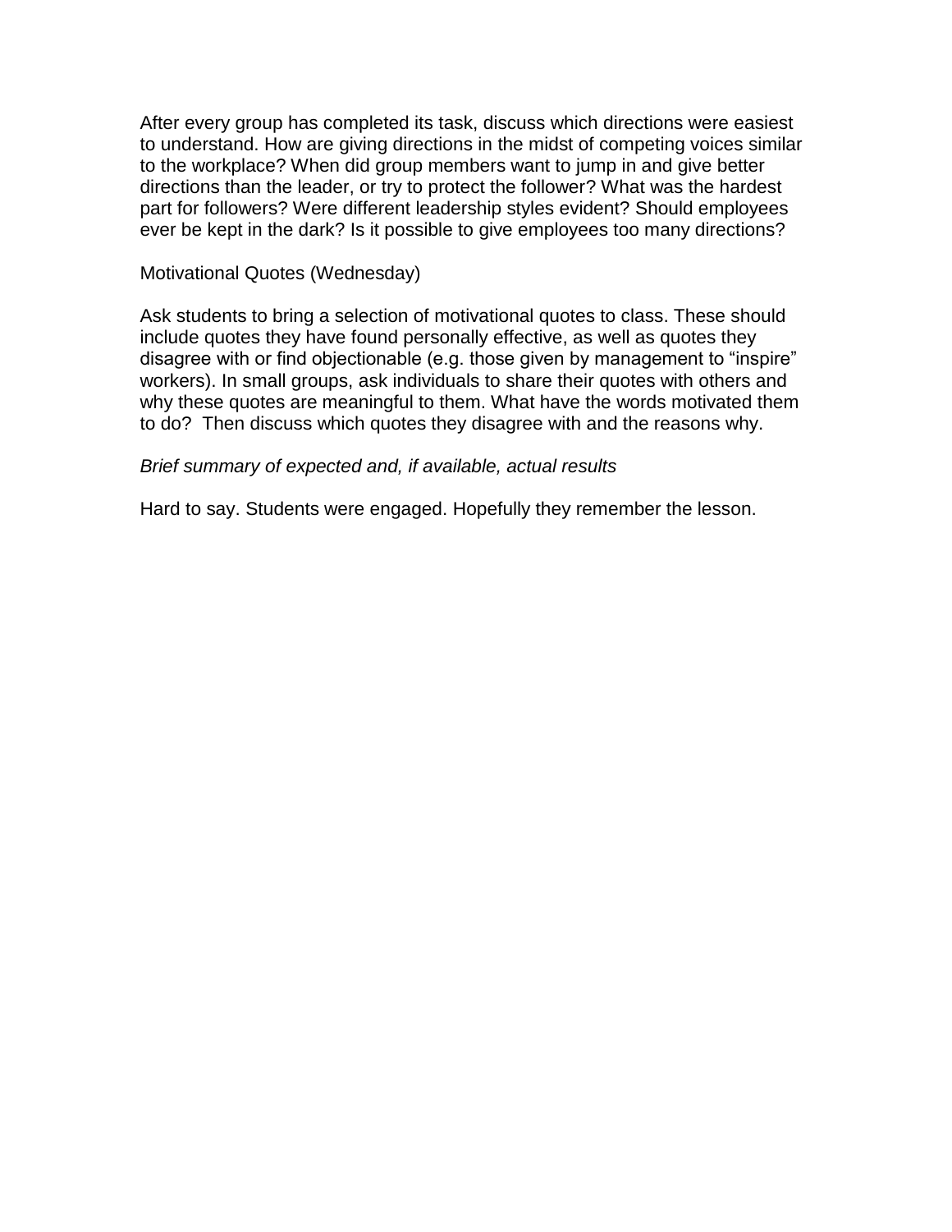After every group has completed its task, discuss which directions were easiest to understand. How are giving directions in the midst of competing voices similar to the workplace? When did group members want to jump in and give better directions than the leader, or try to protect the follower? What was the hardest part for followers? Were different leadership styles evident? Should employees ever be kept in the dark? Is it possible to give employees too many directions?

Motivational Quotes (Wednesday)

Ask students to bring a selection of motivational quotes to class. These should include quotes they have found personally effective, as well as quotes they disagree with or find objectionable (e.g. those given by management to "inspire" workers). In small groups, ask individuals to share their quotes with others and why these quotes are meaningful to them. What have the words motivated them to do? Then discuss which quotes they disagree with and the reasons why.

*Brief summary of expected and, if available, actual results*

Hard to say. Students were engaged. Hopefully they remember the lesson.